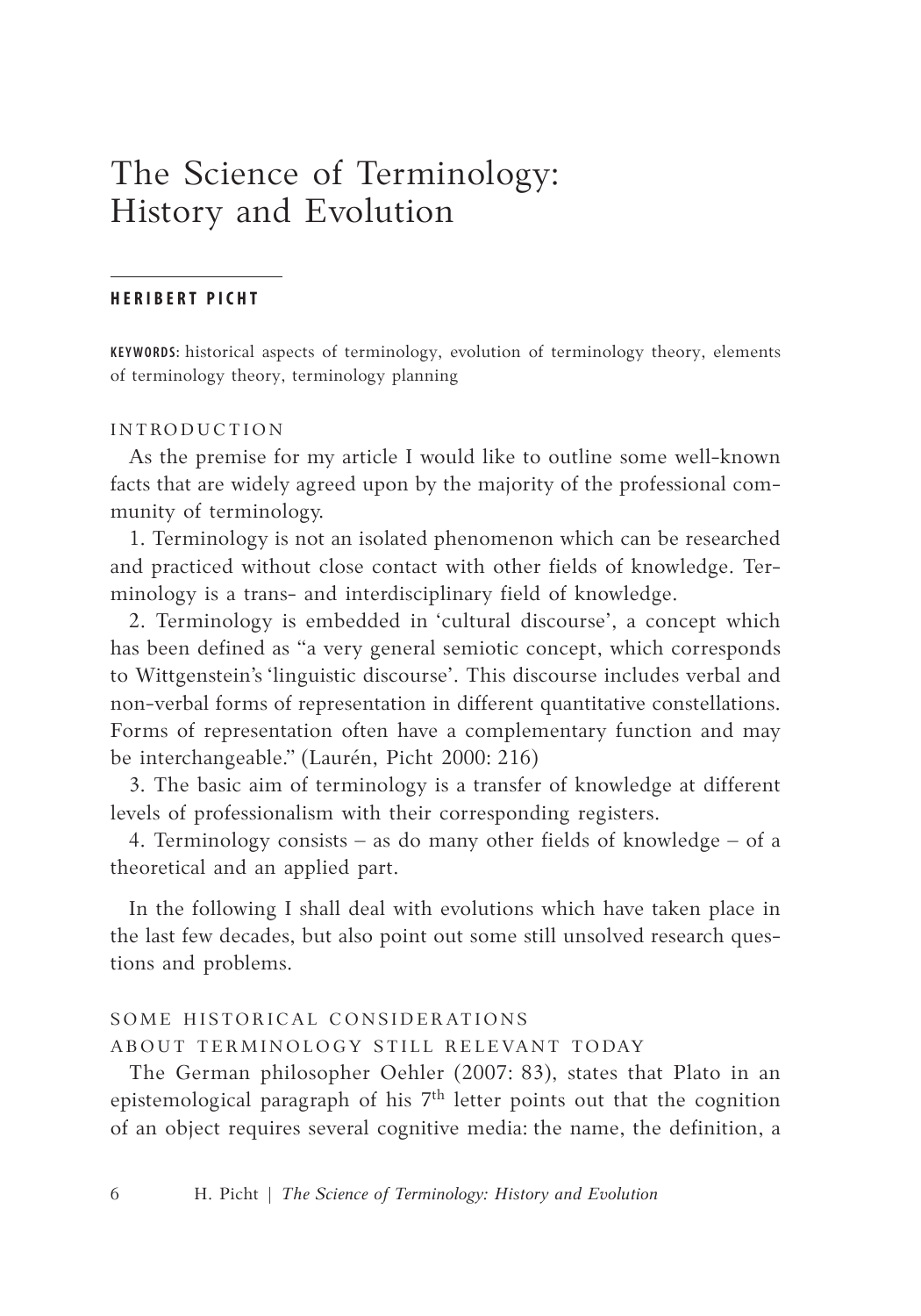# The Science of Terminology: History and Evolution

**HERIBERT PICHT**

**KEYWORDS:** historical aspects of terminology, evolution of terminology theory, elements of terminology theory, terminology planning

## INTRODUCTION

As the premise for my article I would like to outline some well-known facts that are widely agreed upon by the majority of the professional community of terminology.

1. Terminology is not an isolated phenomenon which can be researched and practiced without close contact with other fields of knowledge. Terminology is a trans- and interdisciplinary field of knowledge.

2. Terminology is embedded in 'cultural discourse', a concept which has been defined as "a very general semiotic concept, which corresponds to Wittgenstein's 'linguistic discourse'. This discourse includes verbal and non-verbal forms of representation in different quantitative constellations. Forms of representation often have a complementary function and may be interchangeable." (Laurén, Picht 2000: 216)

3. The basic aim of terminology is a transfer of knowledge at different levels of professionalism with their corresponding registers.

4. Terminology consists – as do many other fields of knowledge – of a theoretical and an applied part.

In the following I shall deal with evolutions which have taken place in the last few decades, but also point out some still unsolved research questions and problems.

## SOME HISTORICAL CONSIDERATIONS ABOUT TERMINOLOGY STILL RELEVANT TODAY

The German philosopher Oehler (2007: 83), states that Plato in an epistemological paragraph of his 7th letter points out that the cognition of an object requires several cognitive media: the name, the definition, a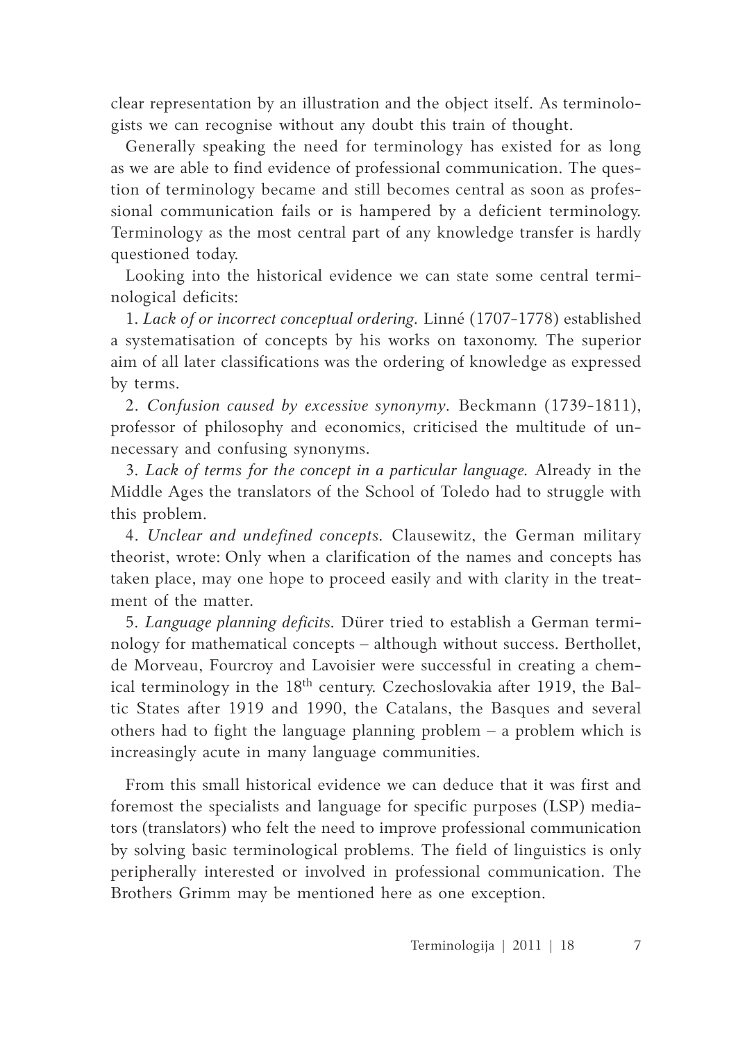clear representation by an illustration and the object itself. As terminologists we can recognise without any doubt this train of thought.

Generally speaking the need for terminology has existed for as long as we are able to find evidence of professional communication. The question of terminology became and still becomes central as soon as professional communication fails or is hampered by a deficient terminology. Terminology as the most central part of any knowledge transfer is hardly questioned today.

Looking into the historical evidence we can state some central terminological deficits:

1. *Lack of or incorrect conceptual ordering.* Linné (1707-1778) established a systematisation of concepts by his works on taxonomy. The superior aim of all later classifications was the ordering of knowledge as expressed by terms.

2. *Confusion caused by excessive synonymy.* Beckmann (1739-1811), professor of philosophy and economics, criticised the multitude of unnecessary and confusing synonyms.

3. *Lack of terms for the concept in a particular language.* Already in the Middle Ages the translators of the School of Toledo had to struggle with this problem.

4. *Unclear and undefined concepts.* Clausewitz, the German military theorist, wrote: Only when a clarification of the names and concepts has taken place, may one hope to proceed easily and with clarity in the treatment of the matter.

5. *Language planning deficits.* Dürer tried to establish a German terminology for mathematical concepts – although without success. Berthollet, de Morveau, Fourcroy and Lavoisier were successful in creating a chemical terminology in the 18th century. Czechoslovakia after 1919, the Baltic States after 1919 and 1990, the Catalans, the Basques and several others had to fight the language planning problem – a problem which is increasingly acute in many language communities.

From this small historical evidence we can deduce that it was first and foremost the specialists and language for specific purposes (LSP) mediators (translators) who felt the need to improve professional communication by solving basic terminological problems. The field of linguistics is only peripherally interested or involved in professional communication. The Brothers Grimm may be mentioned here as one exception.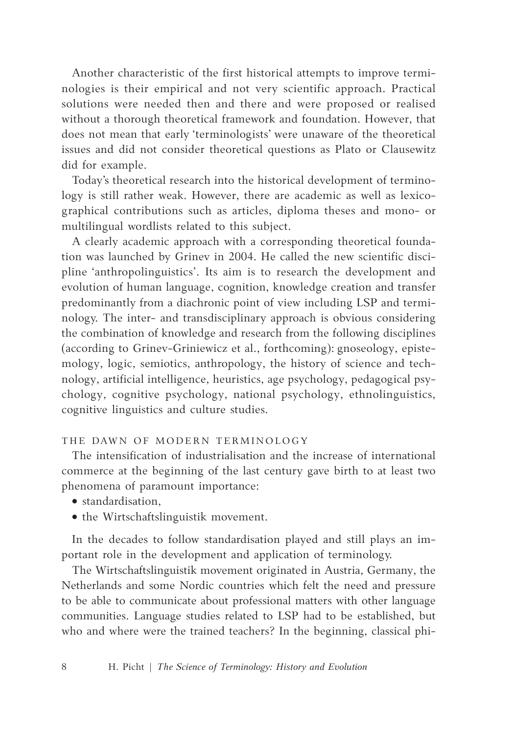Another characteristic of the first historical attempts to improve terminologies is their empirical and not very scientific approach. Practical solutions were needed then and there and were proposed or realised without a thorough theoretical framework and foundation. However, that does not mean that early 'terminologists' were unaware of the theoretical issues and did not consider theoretical questions as Plato or Clausewitz did for example.

Today's theoretical research into the historical development of terminology is still rather weak. However, there are academic as well as lexicographical contributions such as articles, diploma theses and mono- or multilingual wordlists related to this subject.

A clearly academic approach with a corresponding theoretical foundation was launched by Grinev in 2004. He called the new scientific discipline 'anthropolinguistics'. Its aim is to research the development and evolution of human language, cognition, knowledge creation and transfer predominantly from a diachronic point of view including LSP and terminology. The inter- and transdisciplinary approach is obvious considering the combination of knowledge and research from the following disciplines (according to Grinev-Griniewicz et al., forthcoming): gnoseology, epistemology, logic, semiotics, anthropology, the history of science and technology, artificial intelligence, heuristics, age psychology, pedagogical psychology, cognitive psychology, national psychology, ethnolinguistics, cognitive linguistics and culture studies.

## THE DAWN OF MODERN TERMINOLOGY

The intensification of industrialisation and the increase of international commerce at the beginning of the last century gave birth to at least two phenomena of paramount importance:

- standardisation,
- the Wirtschaftslinguistik movement.

In the decades to follow standardisation played and still plays an important role in the development and application of terminology.

The Wirtschaftslinguistik movement originated in Austria, Germany, the Netherlands and some Nordic countries which felt the need and pressure to be able to communicate about professional matters with other language communities. Language studies related to LSP had to be established, but who and where were the trained teachers? In the beginning, classical phi-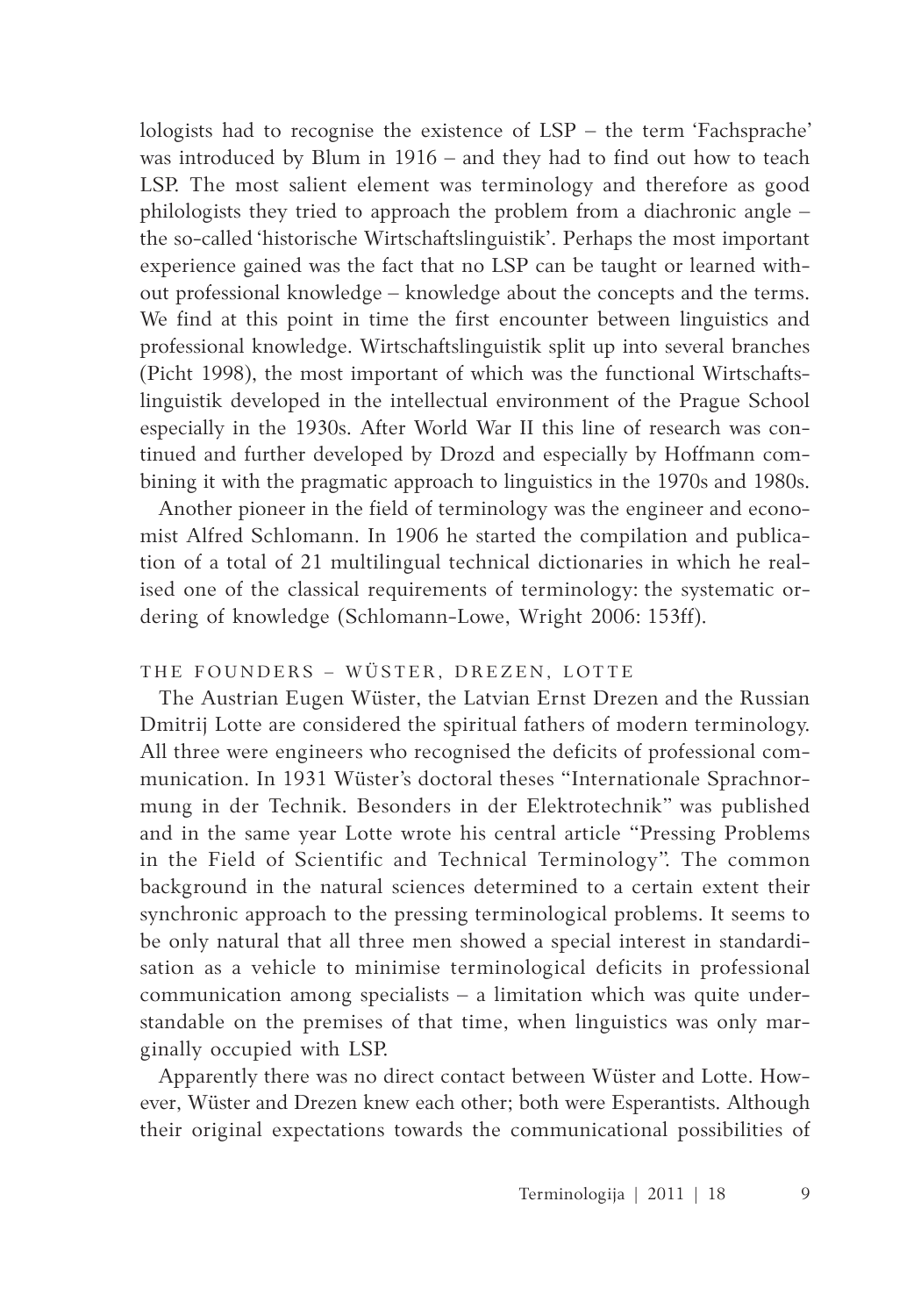lologists had to recognise the existence of LSP – the term 'Fachsprache' was introduced by Blum in 1916 – and they had to find out how to teach LSP. The most salient element was terminology and therefore as good philologists they tried to approach the problem from a diachronic angle – the so-called 'historische Wirtschaftslinguistik'. Perhaps the most important experience gained was the fact that no LSP can be taught or learned without professional knowledge – knowledge about the concepts and the terms. We find at this point in time the first encounter between linguistics and professional knowledge. Wirtschaftslinguistik split up into several branches (Picht 1998), the most important of which was the functional Wirtschaftslinguistik developed in the intellectual environment of the Prague School especially in the 1930s. After World War II this line of research was continued and further developed by Drozd and especially by Hoffmann combining it with the pragmatic approach to linguistics in the 1970s and 1980s.

Another pioneer in the field of terminology was the engineer and economist Alfred Schlomann. In 1906 he started the compilation and publication of a total of 21 multilingual technical dictionaries in which he realised one of the classical requirements of terminology: the systematic ordering of knowledge (Schlomann-Lowe, Wright 2006: 153ff).

## THE FOUNDERS – WÜSTER, DREZEN, LOTTE

The Austrian Eugen Wüster, the Latvian Ernst Drezen and the Russian Dmitrij Lotte are considered the spiritual fathers of modern terminology. All three were engineers who recognised the deficits of professional communication. In 1931 Wüster's doctoral theses "Internationale Sprachnormung in der Technik. Besonders in der Elektrotechnik" was published and in the same year Lotte wrote his central article "Pressing Problems in the Field of Scientific and Technical Terminology". The common background in the natural sciences determined to a certain extent their synchronic approach to the pressing terminological problems. It seems to be only natural that all three men showed a special interest in standardisation as a vehicle to minimise terminological deficits in professional communication among specialists – a limitation which was quite understandable on the premises of that time, when linguistics was only marginally occupied with LSP.

Apparently there was no direct contact between Wüster and Lotte. However, Wüster and Drezen knew each other; both were Esperantists. Although their original expectations towards the communicational possibilities of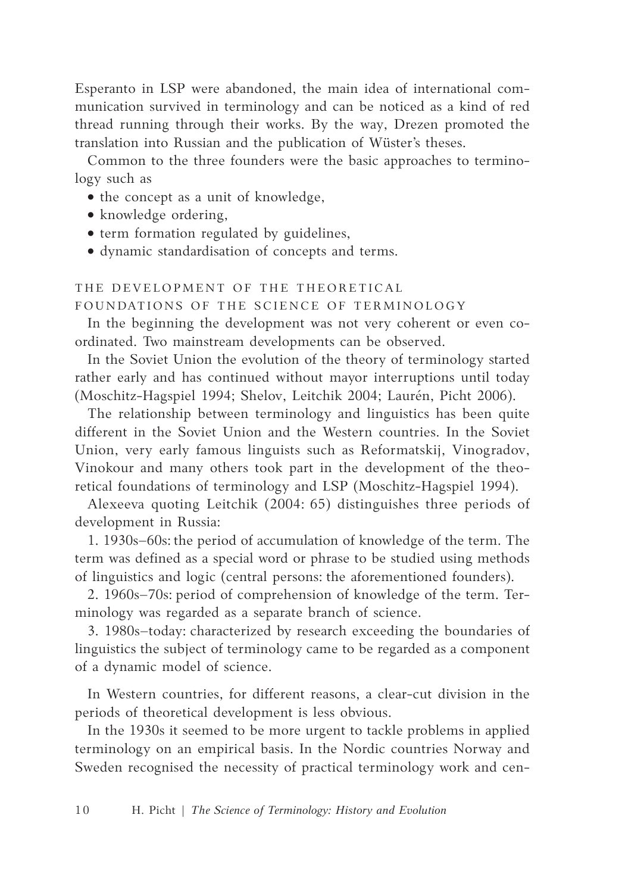Esperanto in LSP were abandoned, the main idea of international communication survived in terminology and can be noticed as a kind of red thread running through their works. By the way, Drezen promoted the translation into Russian and the publication of Wüster's theses.

Common to the three founders were the basic approaches to terminology such as

- the concept as a unit of knowledge,
- knowledge ordering,
- term formation regulated by guidelines,
- dynamic standardisation of concepts and terms.

## THE DEVELOPMENT OF THE THEORETICAL FOUNDATIONS OF THE SCIENCE OF TERMINOLOGY

In the beginning the development was not very coherent or even coordinated. Two mainstream developments can be observed.

In the Soviet Union the evolution of the theory of terminology started rather early and has continued without mayor interruptions until today (Moschitz-Hagspiel 1994; Shelov, Leitchik 2004; Laurén, Picht 2006).

The relationship between terminology and linguistics has been quite different in the Soviet Union and the Western countries. In the Soviet Union, very early famous linguists such as Reformatskij, Vinogradov, Vinokour and many others took part in the development of the theoretical foundations of terminology and LSP (Moschitz-Hagspiel 1994).

Alexeeva quoting Leitchik (2004: 65) distinguishes three periods of development in Russia:

1. 1930s–60s: the period of accumulation of knowledge of the term. The term was defined as a special word or phrase to be studied using methods of linguistics and logic (central persons: the aforementioned founders).

2. 1960s–70s: period of comprehension of knowledge of the term. Terminology was regarded as a separate branch of science.

3. 1980s–today: characterized by research exceeding the boundaries of linguistics the subject of terminology came to be regarded as a component of a dynamic model of science.

In Western countries, for different reasons, a clear-cut division in the periods of theoretical development is less obvious.

In the 1930s it seemed to be more urgent to tackle problems in applied terminology on an empirical basis. In the Nordic countries Norway and Sweden recognised the necessity of practical terminology work and cen-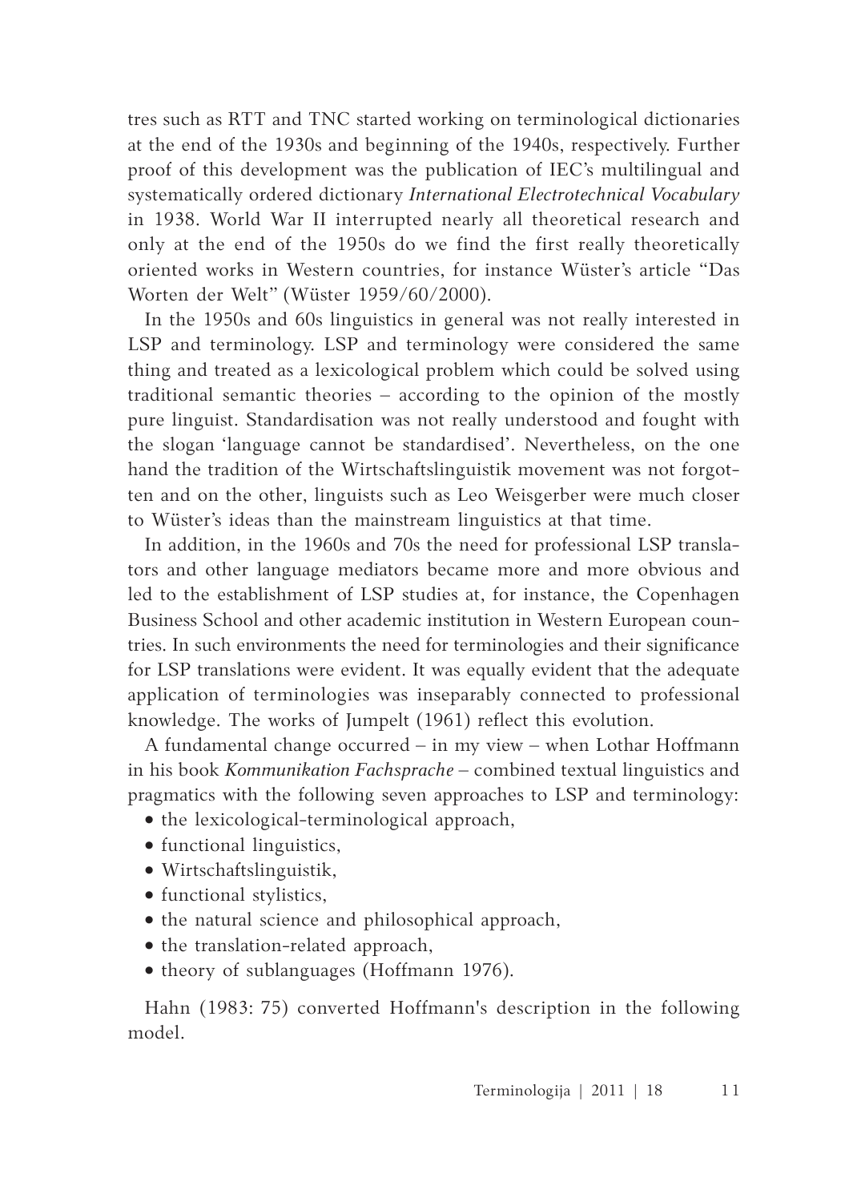tres such as RTT and TNC started working on terminological dictionaries at the end of the 1930s and beginning of the 1940s, respectively. Further proof of this development was the publication of IEC's multilingual and systematically ordered dictionary *International Electrotechnical Vocabulary* in 1938. World War II interrupted nearly all theoretical research and only at the end of the 1950s do we find the first really theoretically oriented works in Western countries, for instance Wüster's article "Das Worten der Welt" (Wüster 1959/60/2000).

In the 1950s and 60s linguistics in general was not really interested in LSP and terminology. LSP and terminology were considered the same thing and treated as a lexicological problem which could be solved using traditional semantic theories – according to the opinion of the mostly pure linguist. Standardisation was not really understood and fought with the slogan 'language cannot be standardised'. Nevertheless, on the one hand the tradition of the Wirtschaftslinguistik movement was not forgotten and on the other, linguists such as Leo Weisgerber were much closer to Wüster's ideas than the mainstream linguistics at that time.

In addition, in the 1960s and 70s the need for professional LSP translators and other language mediators became more and more obvious and led to the establishment of LSP studies at, for instance, the Copenhagen Business School and other academic institution in Western European countries. In such environments the need for terminologies and their significance for LSP translations were evident. It was equally evident that the adequate application of terminologies was inseparably connected to professional knowledge. The works of Jumpelt (1961) reflect this evolution.

A fundamental change occurred – in my view – when Lothar Hoffmann in his book *Kommunikation Fachsprache* – combined textual linguistics and pragmatics with the following seven approaches to LSP and terminology:

- the lexicological-terminological approach,
- functional linguistics,
- Wirtschaftslinguistik,
- functional stylistics,
- the natural science and philosophical approach,
- the translation-related approach,
- theory of sublanguages (Hoffmann 1976).

Hahn (1983: 75) converted Hoffmann's description in the following model.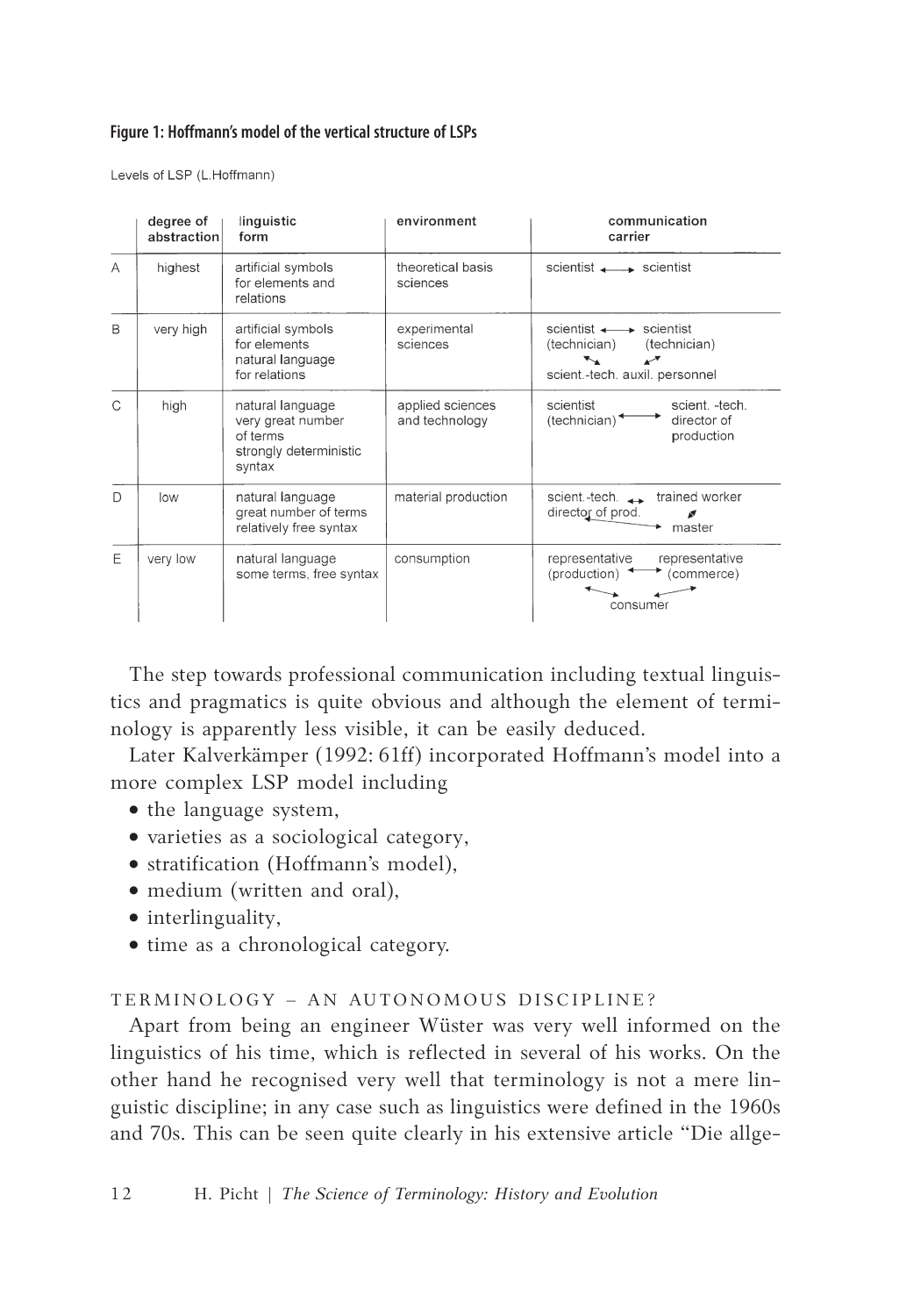**Figure 1: Hoffmann's model of the vertical structure of LSPs**

Levels of LSP (L.Hoffmann)

| | degree of abstraction | linguistic form | environment | communication carrier |
|---|---|---|---|---|
| A | highest | artificial symbols for elements and relations | theoretical basis sciences | scientist ⟷ scientist |
| B | very high | artificial symbols for elements natural language for relations | experimental sciences | scientist (technician) ⟷ scientist (technician); scient.-tech. auxil. personnel |
| C | high | natural language very great number of terms strongly deterministic syntax | applied sciences and technology | scientist (technician) ⟷ scient. -tech. director of production |
| D | low | natural language great number of terms relatively free syntax | material production | scient.-tech. director of prod. ⟷ trained worker; master |
| E | very low | natural language some terms, free syntax | consumption | representative (production) ⟷ representative (commerce); consumer |

The step towards professional communication including textual linguistics and pragmatics is quite obvious and although the element of terminology is apparently less visible, it can be easily deduced.

Later Kalverkämper (1992: 61ff) incorporated Hoffmann's model into a more complex LSP model including

- the language system,
- varieties as a sociological category,
- stratification (Hoffmann's model),
- medium (written and oral),
- interlinguality,
- time as a chronological category.

## TERMINOLOGY – AN AUTONOMOUS DISCIPLINE?

Apart from being an engineer Wüster was very well informed on the linguistics of his time, which is reflected in several of his works. On the other hand he recognised very well that terminology is not a mere linguistic discipline; in any case such as linguistics were defined in the 1960s and 70s. This can be seen quite clearly in his extensive article "Die allge-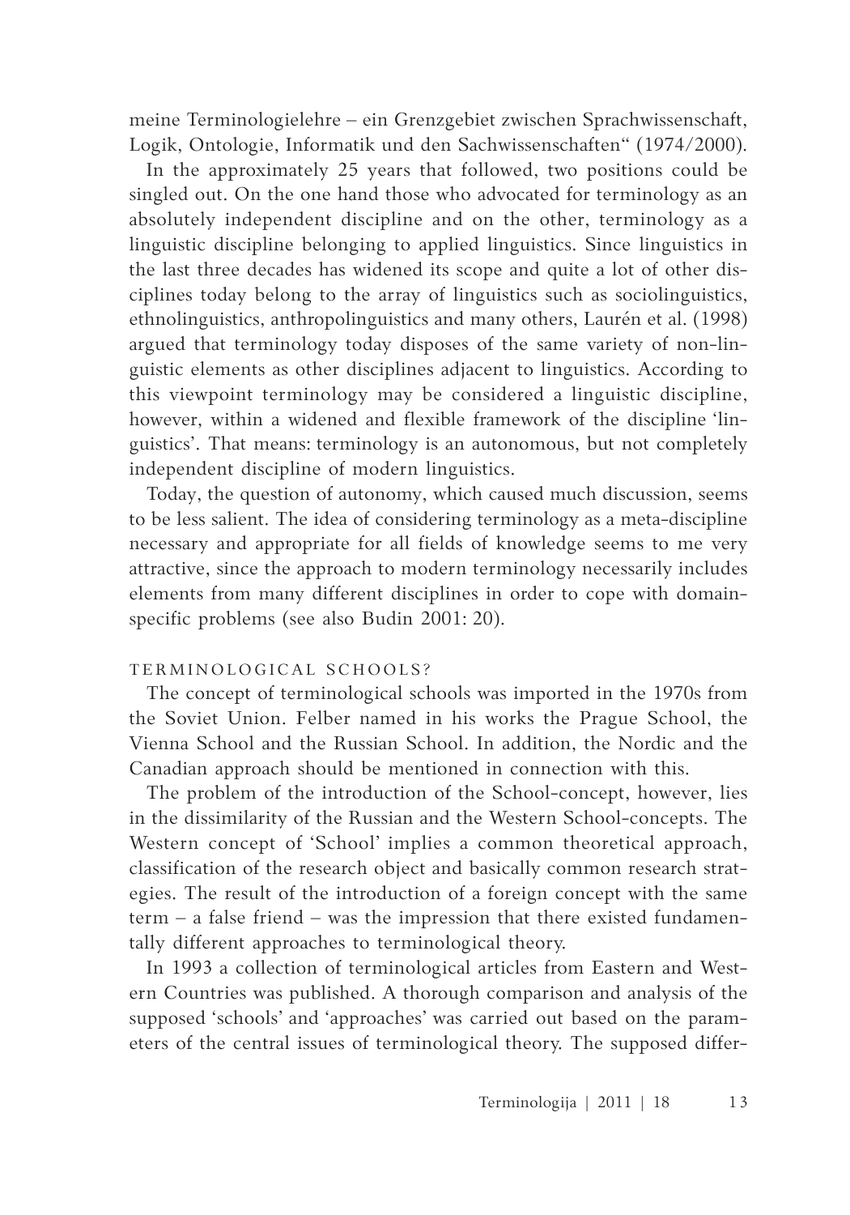meine Terminologielehre – ein Grenzgebiet zwischen Sprachwissenschaft, Logik, Ontologie, Informatik und den Sachwissenschaften" (1974/2000).

In the approximately 25 years that followed, two positions could be singled out. On the one hand those who advocated for terminology as an absolutely independent discipline and on the other, terminology as a linguistic discipline belonging to applied linguistics. Since linguistics in the last three decades has widened its scope and quite a lot of other disciplines today belong to the array of linguistics such as sociolinguistics, ethnolinguistics, anthropolinguistics and many others, Laurén et al. (1998) argued that terminology today disposes of the same variety of non-linguistic elements as other disciplines adjacent to linguistics. According to this viewpoint terminology may be considered a linguistic discipline, however, within a widened and flexible framework of the discipline 'linguistics'. That means: terminology is an autonomous, but not completely independent discipline of modern linguistics.

Today, the question of autonomy, which caused much discussion, seems to be less salient. The idea of considering terminology as a meta-discipline necessary and appropriate for all fields of knowledge seems to me very attractive, since the approach to modern terminology necessarily includes elements from many different disciplines in order to cope with domain-specific problems (see also Budin 2001: 20).

## TERMINOLOGICAL SCHOOLS?

The concept of terminological schools was imported in the 1970s from the Soviet Union. Felber named in his works the Prague School, the Vienna School and the Russian School. In addition, the Nordic and the Canadian approach should be mentioned in connection with this.

The problem of the introduction of the School-concept, however, lies in the dissimilarity of the Russian and the Western School-concepts. The Western concept of 'School' implies a common theoretical approach, classification of the research object and basically common research strategies. The result of the introduction of a foreign concept with the same term – a false friend – was the impression that there existed fundamentally different approaches to terminological theory.

In 1993 a collection of terminological articles from Eastern and Western Countries was published. A thorough comparison and analysis of the supposed 'schools' and 'approaches' was carried out based on the parameters of the central issues of terminological theory. The supposed differ-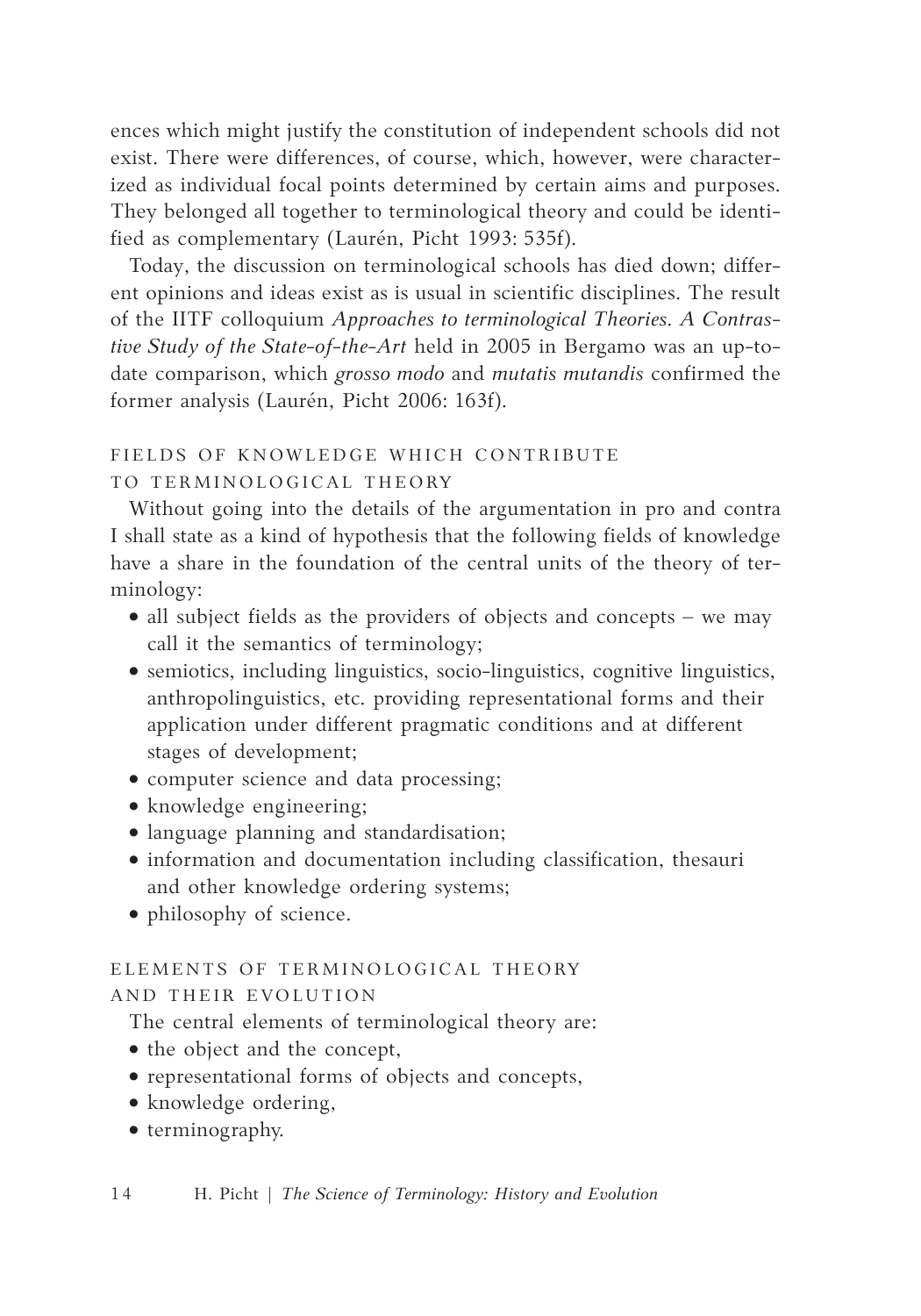ences which might justify the constitution of independent schools did not exist. There were differences, of course, which, however, were characterized as individual focal points determined by certain aims and purposes. They belonged all together to terminological theory and could be identified as complementary (Laurén, Picht 1993: 535f).

Today, the discussion on terminological schools has died down; different opinions and ideas exist as is usual in scientific disciplines. The result of the IITF colloquium *Approaches to terminological Theories. A Contrastive Study of the State-of-the-Art* held in 2005 in Bergamo was an up-to-date comparison, which *grosso modo* and *mutatis mutandis* confirmed the former analysis (Laurén, Picht 2006: 163f).

## FIELDS OF KNOWLEDGE WHICH CONTRIBUTE TO TERMINOLOGICAL THEORY

Without going into the details of the argumentation in pro and contra I shall state as a kind of hypothesis that the following fields of knowledge have a share in the foundation of the central units of the theory of terminology:

- all subject fields as the providers of objects and concepts – we may call it the semantics of terminology;
- semiotics, including linguistics, socio-linguistics, cognitive linguistics, anthropolinguistics, etc. providing representational forms and their application under different pragmatic conditions and at different stages of development;
- computer science and data processing;
- knowledge engineering;
- language planning and standardisation;
- information and documentation including classification, thesauri and other knowledge ordering systems;
- philosophy of science.

## ELEMENTS OF TERMINOLOGICAL THEORY AND THEIR EVOLUTION

The central elements of terminological theory are:

- the object and the concept,
- representational forms of objects and concepts,
- knowledge ordering,
- terminography.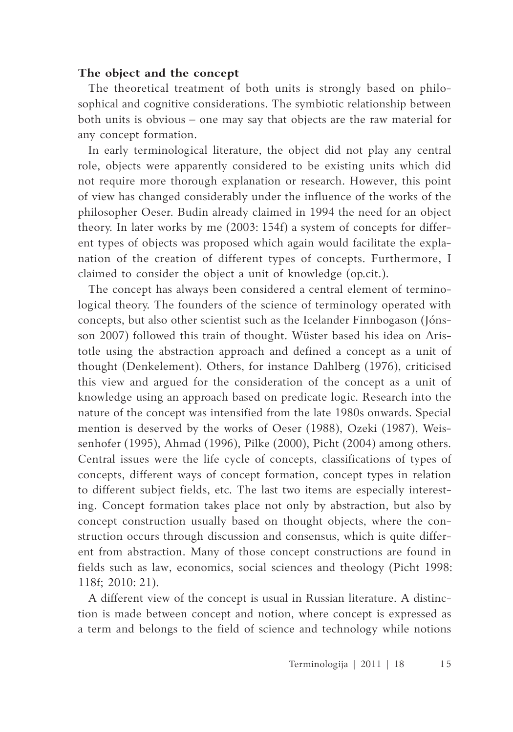### The object and the concept

The theoretical treatment of both units is strongly based on philosophical and cognitive considerations. The symbiotic relationship between both units is obvious – one may say that objects are the raw material for any concept formation.

In early terminological literature, the object did not play any central role, objects were apparently considered to be existing units which did not require more thorough explanation or research. However, this point of view has changed considerably under the influence of the works of the philosopher Oeser. Budin already claimed in 1994 the need for an object theory. In later works by me (2003: 154f) a system of concepts for different types of objects was proposed which again would facilitate the explanation of the creation of different types of concepts. Furthermore, I claimed to consider the object a unit of knowledge (op.cit.).

The concept has always been considered a central element of terminological theory. The founders of the science of terminology operated with concepts, but also other scientist such as the Icelander Finnbogason (Jónsson 2007) followed this train of thought. Wüster based his idea on Aristotle using the abstraction approach and defined a concept as a unit of thought (Denkelement). Others, for instance Dahlberg (1976), criticised this view and argued for the consideration of the concept as a unit of knowledge using an approach based on predicate logic. Research into the nature of the concept was intensified from the late 1980s onwards. Special mention is deserved by the works of Oeser (1988), Ozeki (1987), Weissenhofer (1995), Ahmad (1996), Pilke (2000), Picht (2004) among others. Central issues were the life cycle of concepts, classifications of types of concepts, different ways of concept formation, concept types in relation to different subject fields, etc. The last two items are especially interesting. Concept formation takes place not only by abstraction, but also by concept construction usually based on thought objects, where the construction occurs through discussion and consensus, which is quite different from abstraction. Many of those concept constructions are found in fields such as law, economics, social sciences and theology (Picht 1998: 118f; 2010: 21).

A different view of the concept is usual in Russian literature. A distinction is made between concept and notion, where concept is expressed as a term and belongs to the field of science and technology while notions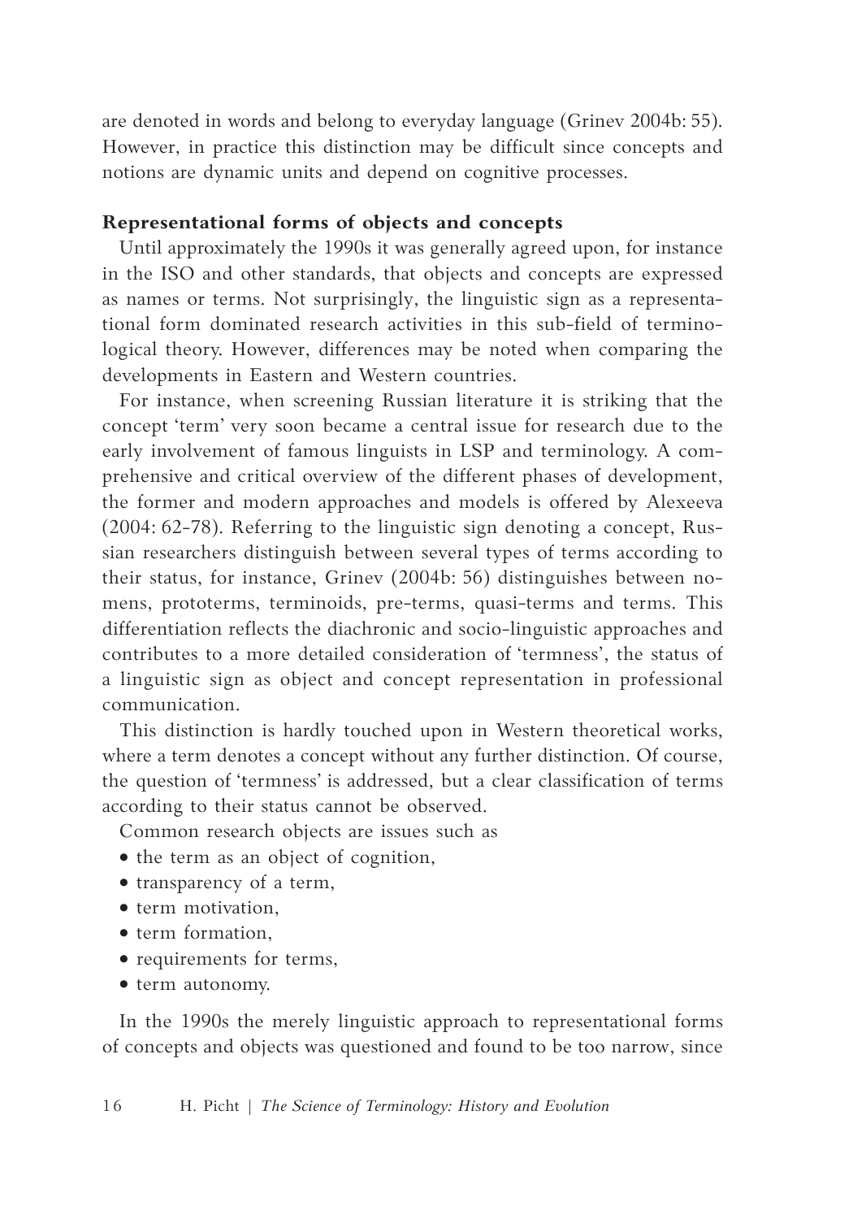are denoted in words and belong to everyday language (Grinev 2004b: 55). However, in practice this distinction may be difficult since concepts and notions are dynamic units and depend on cognitive processes.

### Representational forms of objects and concepts

Until approximately the 1990s it was generally agreed upon, for instance in the ISO and other standards, that objects and concepts are expressed as names or terms. Not surprisingly, the linguistic sign as a representational form dominated research activities in this sub-field of terminological theory. However, differences may be noted when comparing the developments in Eastern and Western countries.

For instance, when screening Russian literature it is striking that the concept 'term' very soon became a central issue for research due to the early involvement of famous linguists in LSP and terminology. A comprehensive and critical overview of the different phases of development, the former and modern approaches and models is offered by Alexeeva (2004: 62-78). Referring to the linguistic sign denoting a concept, Russian researchers distinguish between several types of terms according to their status, for instance, Grinev (2004b: 56) distinguishes between nomens, prototerms, terminoids, pre-terms, quasi-terms and terms. This differentiation reflects the diachronic and socio-linguistic approaches and contributes to a more detailed consideration of 'termness', the status of a linguistic sign as object and concept representation in professional communication.

This distinction is hardly touched upon in Western theoretical works, where a term denotes a concept without any further distinction. Of course, the question of 'termness' is addressed, but a clear classification of terms according to their status cannot be observed.

Common research objects are issues such as

- the term as an object of cognition,
- transparency of a term,
- term motivation,
- term formation,
- requirements for terms,
- term autonomy.

In the 1990s the merely linguistic approach to representational forms of concepts and objects was questioned and found to be too narrow, since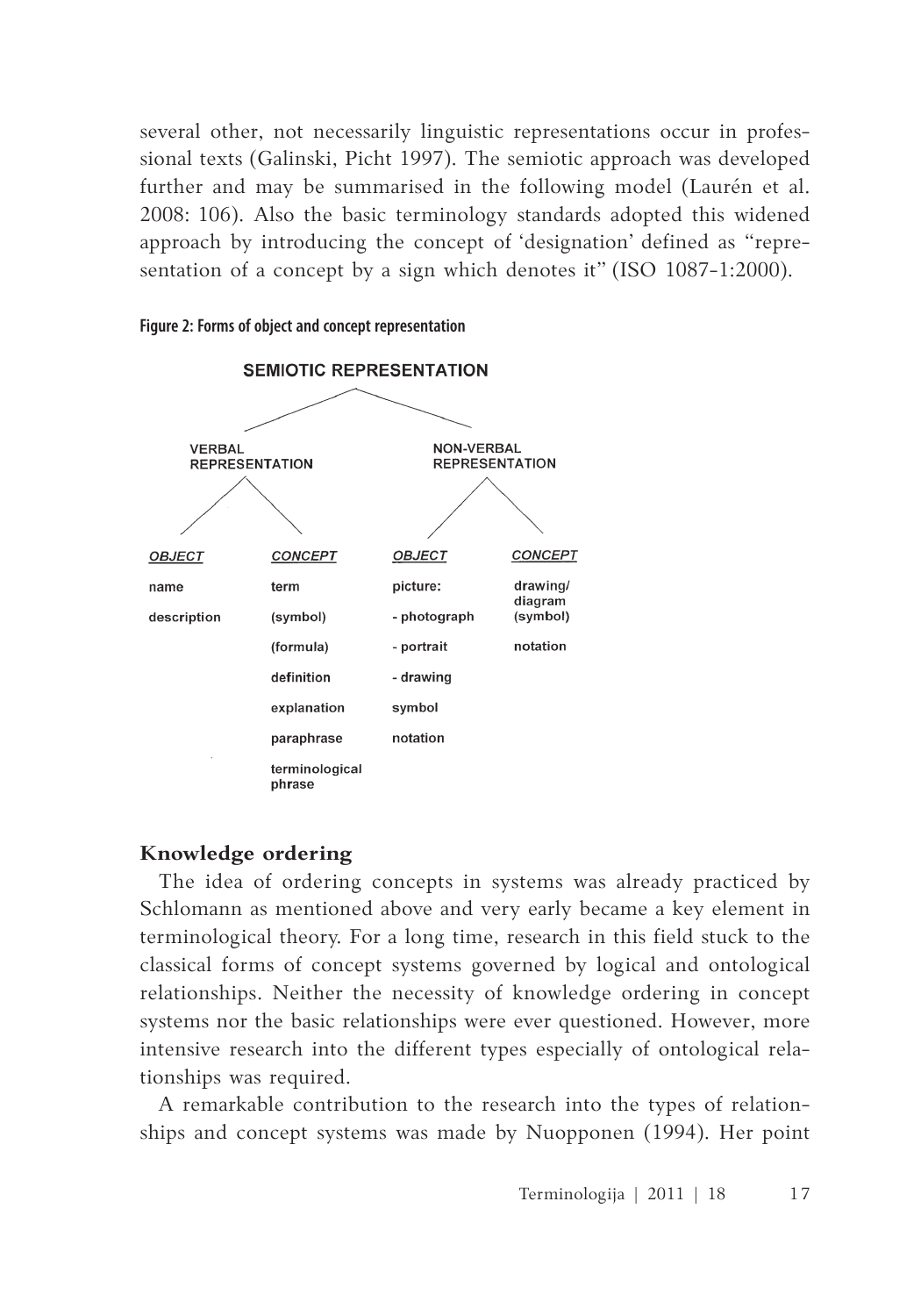several other, not necessarily linguistic representations occur in professional texts (Galinski, Picht 1997). The semiotic approach was developed further and may be summarised in the following model (Laurén et al. 2008: 106). Also the basic terminology standards adopted this widened approach by introducing the concept of 'designation' defined as "representation of a concept by a sign which denotes it" (ISO 1087-1:2000).

**Figure 2: Forms of object and concept representation**

SEMIOTIC REPRESENTATION

| VERBAL REPRESENTATION | | NON-VERBAL REPRESENTATION | |
|---|---|---|---|
| ***OBJECT*** | ***CONCEPT*** | ***OBJECT*** | ***CONCEPT*** |
| name | term | picture: | drawing/ diagram |
| description | (symbol) | - photograph | (symbol) |
| | (formula) | - portrait | notation |
| | definition | - drawing | |
| | explanation | symbol | |
| | paraphrase | notation | |
| | terminological phrase | | |

## Knowledge ordering

The idea of ordering concepts in systems was already practiced by Schlomann as mentioned above and very early became a key element in terminological theory. For a long time, research in this field stuck to the classical forms of concept systems governed by logical and ontological relationships. Neither the necessity of knowledge ordering in concept systems nor the basic relationships were ever questioned. However, more intensive research into the different types especially of ontological relationships was required.

A remarkable contribution to the research into the types of relationships and concept systems was made by Nuopponen (1994). Her point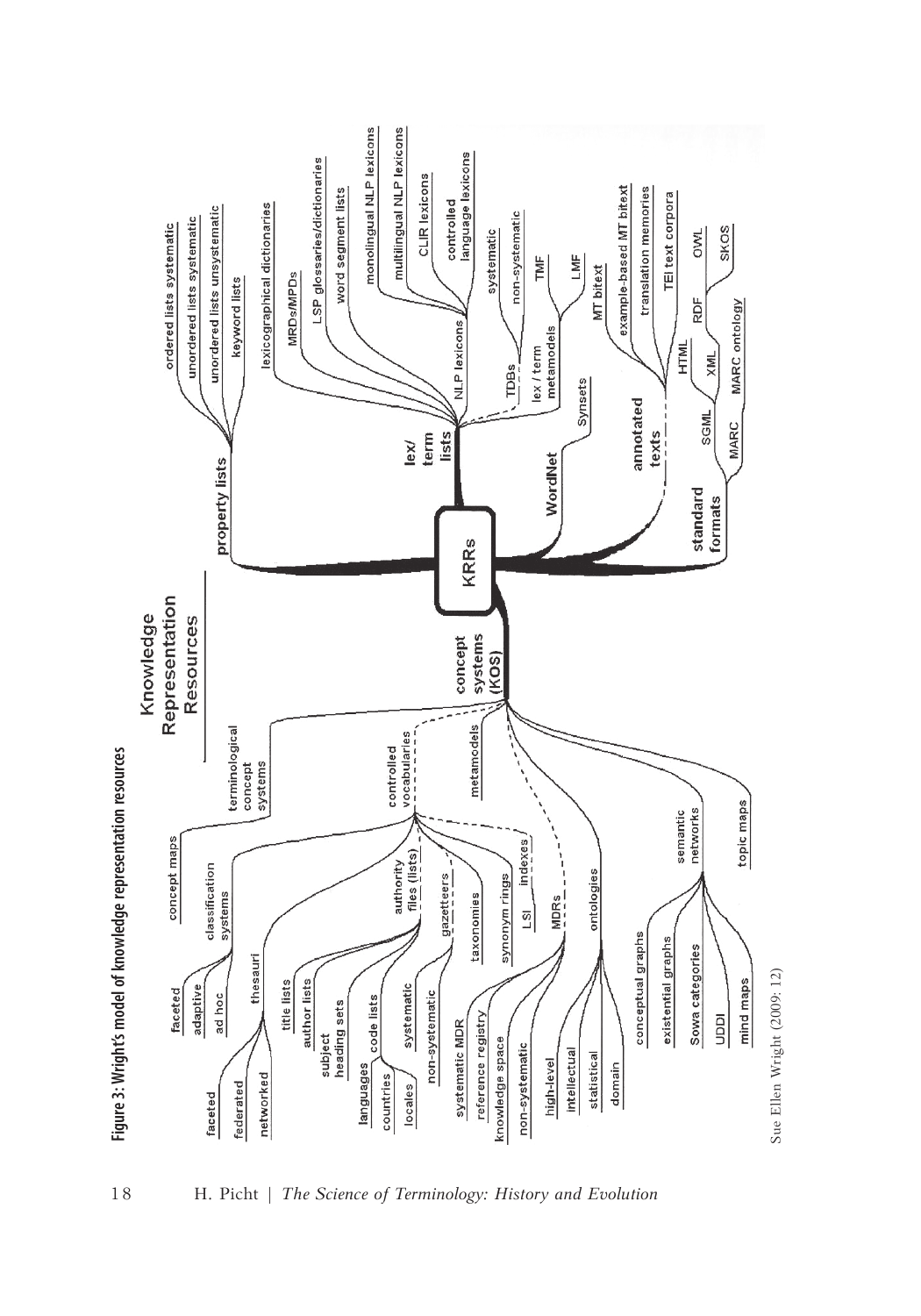**Figure 3: Wright's model of knowledge representation resources**

Sue Ellen Wright (2009: 12)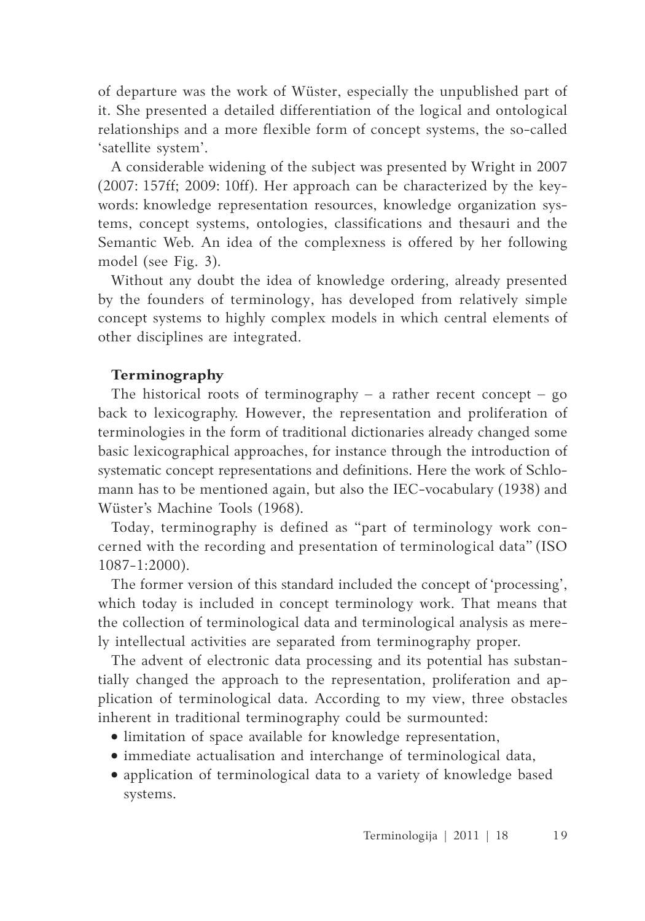of departure was the work of Wüster, especially the unpublished part of it. She presented a detailed differentiation of the logical and ontological relationships and a more flexible form of concept systems, the so-called 'satellite system'.

A considerable widening of the subject was presented by Wright in 2007 (2007: 157ff; 2009: 10ff). Her approach can be characterized by the keywords: knowledge representation resources, knowledge organization systems, concept systems, ontologies, classifications and thesauri and the Semantic Web. An idea of the complexness is offered by her following model (see Fig. 3).

Without any doubt the idea of knowledge ordering, already presented by the founders of terminology, has developed from relatively simple concept systems to highly complex models in which central elements of other disciplines are integrated.

### Terminography

The historical roots of terminography – a rather recent concept – go back to lexicography. However, the representation and proliferation of terminologies in the form of traditional dictionaries already changed some basic lexicographical approaches, for instance through the introduction of systematic concept representations and definitions. Here the work of Schlomann has to be mentioned again, but also the IEC-vocabulary (1938) and Wüster's Machine Tools (1968).

Today, terminography is defined as "part of terminology work concerned with the recording and presentation of terminological data" (ISO 1087-1:2000).

The former version of this standard included the concept of 'processing', which today is included in concept terminology work. That means that the collection of terminological data and terminological analysis as merely intellectual activities are separated from terminography proper.

The advent of electronic data processing and its potential has substantially changed the approach to the representation, proliferation and application of terminological data. According to my view, three obstacles inherent in traditional terminography could be surmounted:

- limitation of space available for knowledge representation,
- immediate actualisation and interchange of terminological data,
- application of terminological data to a variety of knowledge based systems.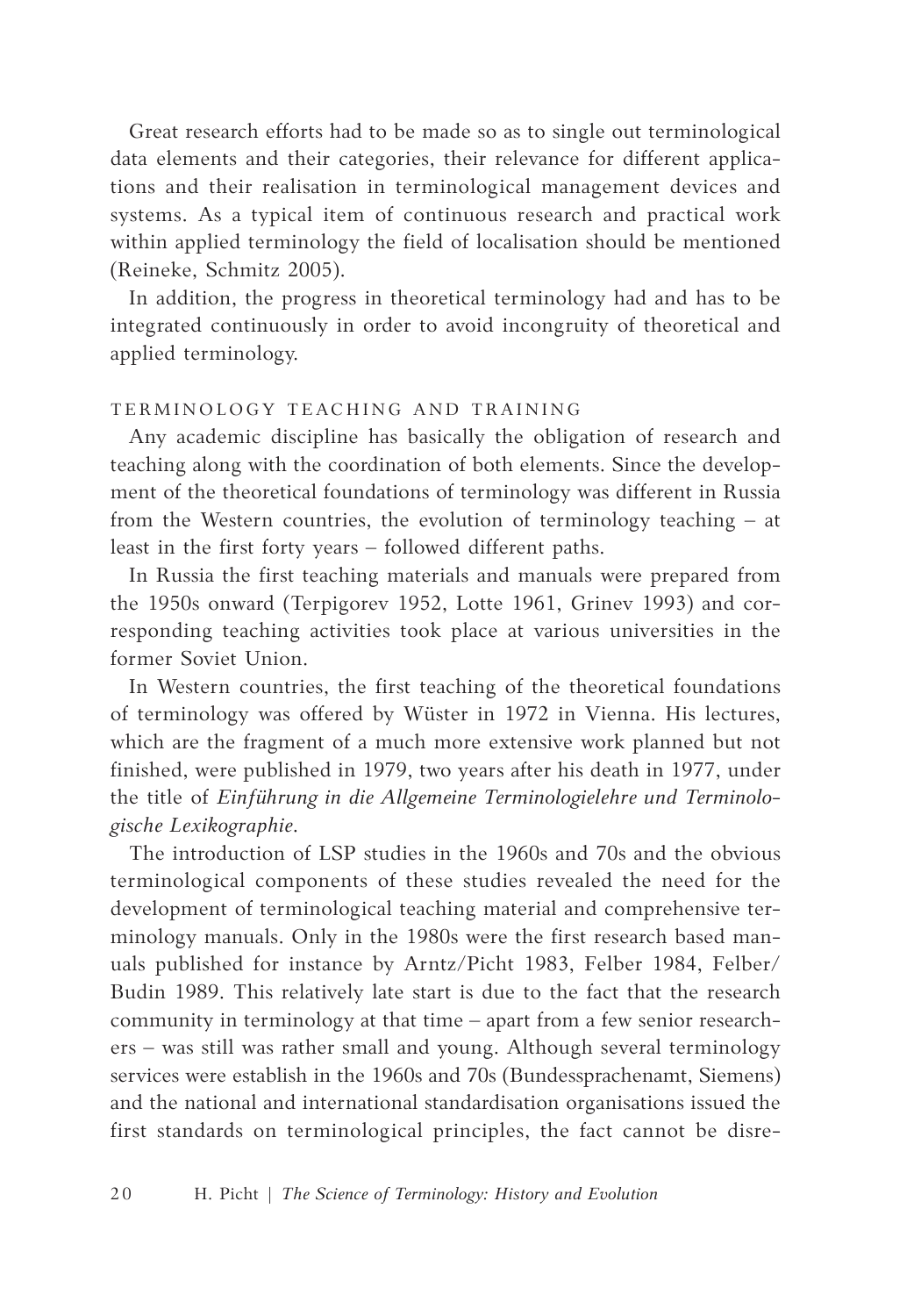Great research efforts had to be made so as to single out terminological data elements and their categories, their relevance for different applications and their realisation in terminological management devices and systems. As a typical item of continuous research and practical work within applied terminology the field of localisation should be mentioned (Reineke, Schmitz 2005).

In addition, the progress in theoretical terminology had and has to be integrated continuously in order to avoid incongruity of theoretical and applied terminology.

## TERMINOLOGY TEACHING AND TRAINING

Any academic discipline has basically the obligation of research and teaching along with the coordination of both elements. Since the development of the theoretical foundations of terminology was different in Russia from the Western countries, the evolution of terminology teaching – at least in the first forty years – followed different paths.

In Russia the first teaching materials and manuals were prepared from the 1950s onward (Terpigorev 1952, Lotte 1961, Grinev 1993) and corresponding teaching activities took place at various universities in the former Soviet Union.

In Western countries, the first teaching of the theoretical foundations of terminology was offered by Wüster in 1972 in Vienna. His lectures, which are the fragment of a much more extensive work planned but not finished, were published in 1979, two years after his death in 1977, under the title of *Einführung in die Allgemeine Terminologielehre und Terminologische Lexikographie*.

The introduction of LSP studies in the 1960s and 70s and the obvious terminological components of these studies revealed the need for the development of terminological teaching material and comprehensive terminology manuals. Only in the 1980s were the first research based manuals published for instance by Arntz/Picht 1983, Felber 1984, Felber/Budin 1989. This relatively late start is due to the fact that the research community in terminology at that time – apart from a few senior researchers – was still was rather small and young. Although several terminology services were establish in the 1960s and 70s (Bundessprachenamt, Siemens) and the national and international standardisation organisations issued the first standards on terminological principles, the fact cannot be disre-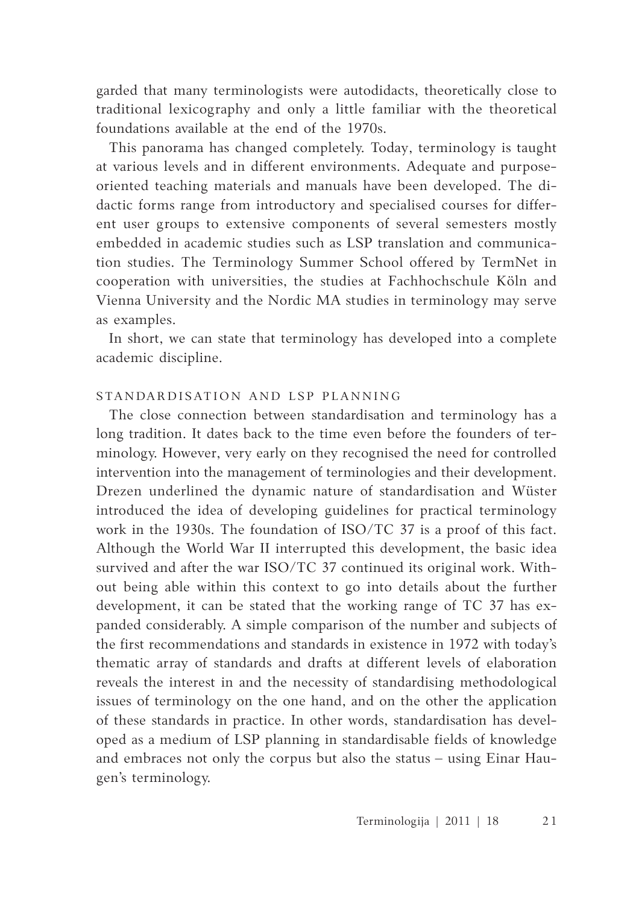garded that many terminologists were autodidacts, theoretically close to traditional lexicography and only a little familiar with the theoretical foundations available at the end of the 1970s.

This panorama has changed completely. Today, terminology is taught at various levels and in different environments. Adequate and purpose-oriented teaching materials and manuals have been developed. The didactic forms range from introductory and specialised courses for different user groups to extensive components of several semesters mostly embedded in academic studies such as LSP translation and communication studies. The Terminology Summer School offered by TermNet in cooperation with universities, the studies at Fachhochschule Köln and Vienna University and the Nordic MA studies in terminology may serve as examples.

In short, we can state that terminology has developed into a complete academic discipline.

## STANDARDISATION AND LSP PLANNING

The close connection between standardisation and terminology has a long tradition. It dates back to the time even before the founders of terminology. However, very early on they recognised the need for controlled intervention into the management of terminologies and their development. Drezen underlined the dynamic nature of standardisation and Wüster introduced the idea of developing guidelines for practical terminology work in the 1930s. The foundation of ISO/TC 37 is a proof of this fact. Although the World War II interrupted this development, the basic idea survived and after the war ISO/TC 37 continued its original work. Without being able within this context to go into details about the further development, it can be stated that the working range of TC 37 has expanded considerably. A simple comparison of the number and subjects of the first recommendations and standards in existence in 1972 with today's thematic array of standards and drafts at different levels of elaboration reveals the interest in and the necessity of standardising methodological issues of terminology on the one hand, and on the other the application of these standards in practice. In other words, standardisation has developed as a medium of LSP planning in standardisable fields of knowledge and embraces not only the corpus but also the status – using Einar Haugen's terminology.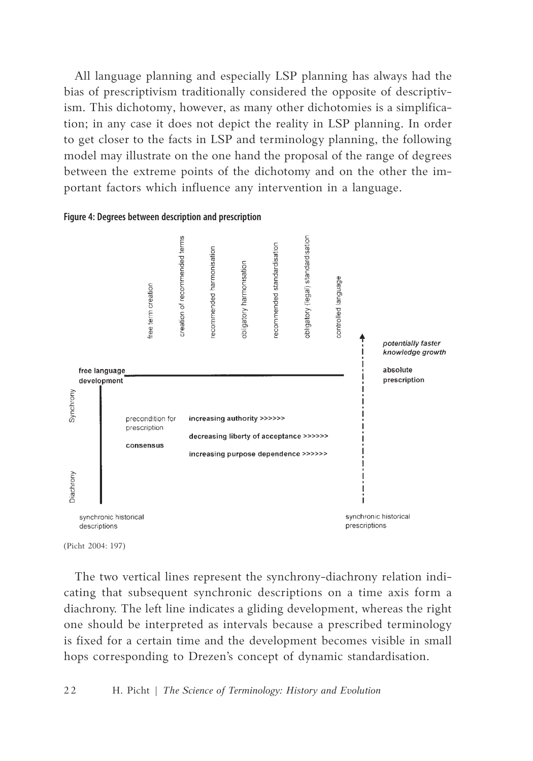All language planning and especially LSP planning has always had the bias of prescriptivism traditionally considered the opposite of descriptivism. This dichotomy, however, as many other dichotomies is a simplification; in any case it does not depict the reality in LSP planning. In order to get closer to the facts in LSP and terminology planning, the following model may illustrate on the one hand the proposal of the range of degrees between the extreme points of the dichotomy and on the other the important factors which influence any intervention in a language.

**Figure 4: Degrees between description and prescription**

free term creation | creation of recommended terms | recommended harmonisation | obligatory harmonisation | recommended standardisation | obligatory (legal) standardisation | controlled language

free language development — absolute prescription

*potentially faster knowledge growth*

Synchrony / Diachrony

precondition for prescription

**consensus**

increasing authority >>>>>>

decreasing liberty of acceptance >>>>>>

increasing purpose dependence >>>>>>

synchronic historical descriptions — synchronic historical prescriptions

(Picht 2004: 197)

The two vertical lines represent the synchrony-diachrony relation indicating that subsequent synchronic descriptions on a time axis form a diachrony. The left line indicates a gliding development, whereas the right one should be interpreted as intervals because a prescribed terminology is fixed for a certain time and the development becomes visible in small hops corresponding to Drezen's concept of dynamic standardisation.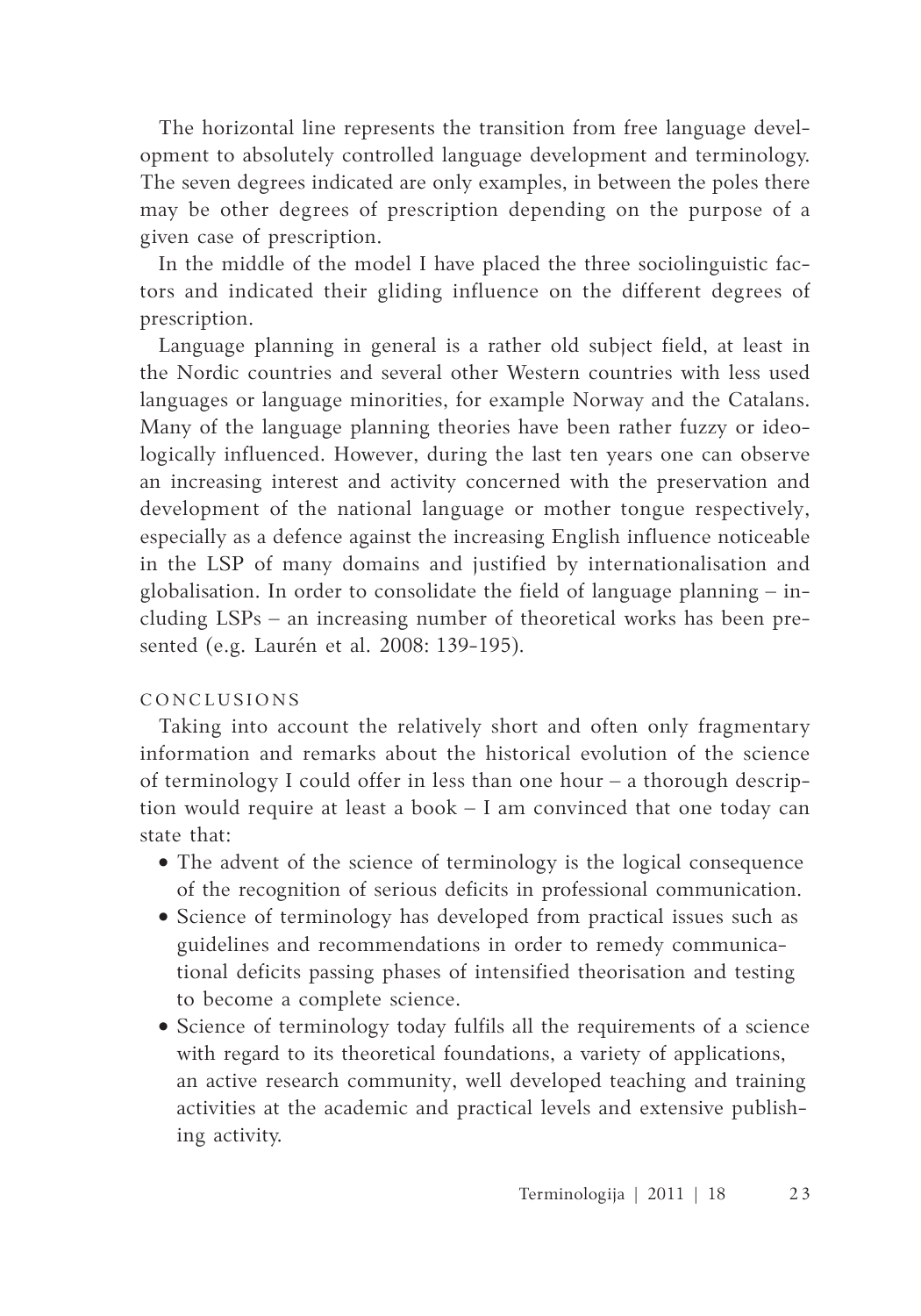The horizontal line represents the transition from free language development to absolutely controlled language development and terminology. The seven degrees indicated are only examples, in between the poles there may be other degrees of prescription depending on the purpose of a given case of prescription.

In the middle of the model I have placed the three sociolinguistic factors and indicated their gliding influence on the different degrees of prescription.

Language planning in general is a rather old subject field, at least in the Nordic countries and several other Western countries with less used languages or language minorities, for example Norway and the Catalans. Many of the language planning theories have been rather fuzzy or ideologically influenced. However, during the last ten years one can observe an increasing interest and activity concerned with the preservation and development of the national language or mother tongue respectively, especially as a defence against the increasing English influence noticeable in the LSP of many domains and justified by internationalisation and globalisation. In order to consolidate the field of language planning – including LSPs – an increasing number of theoretical works has been presented (e.g. Laurén et al. 2008: 139-195).

## CONCLUSIONS

Taking into account the relatively short and often only fragmentary information and remarks about the historical evolution of the science of terminology I could offer in less than one hour – a thorough description would require at least a book – I am convinced that one today can state that:

- The advent of the science of terminology is the logical consequence of the recognition of serious deficits in professional communication.
- Science of terminology has developed from practical issues such as guidelines and recommendations in order to remedy communicational deficits passing phases of intensified theorisation and testing to become a complete science.
- Science of terminology today fulfils all the requirements of a science with regard to its theoretical foundations, a variety of applications, an active research community, well developed teaching and training activities at the academic and practical levels and extensive publishing activity.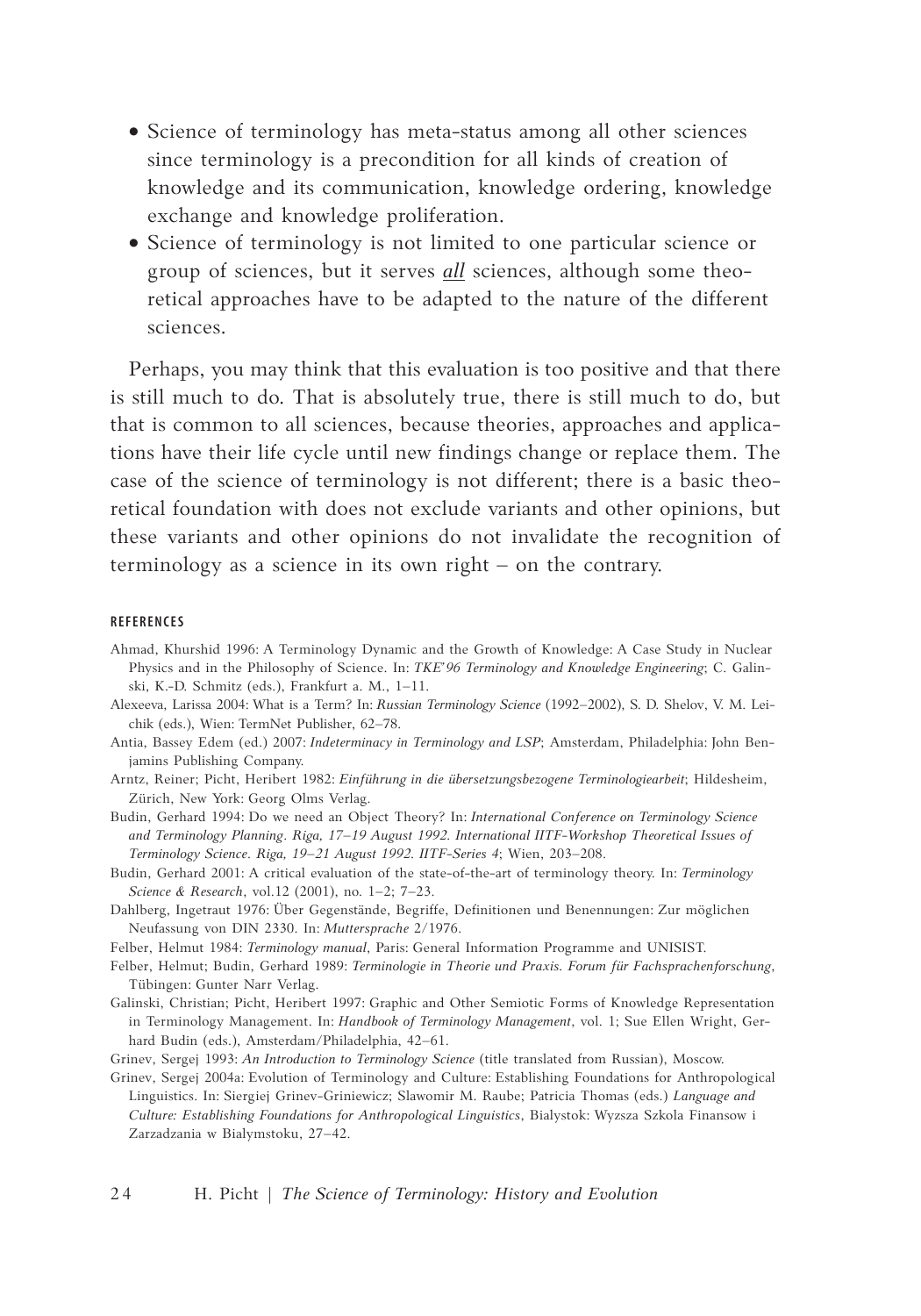- Science of terminology has meta-status among all other sciences since terminology is a precondition for all kinds of creation of knowledge and its communication, knowledge ordering, knowledge exchange and knowledge proliferation.
- Science of terminology is not limited to one particular science or group of sciences, but it serves ***all*** sciences, although some theoretical approaches have to be adapted to the nature of the different sciences.

Perhaps, you may think that this evaluation is too positive and that there is still much to do. That is absolutely true, there is still much to do, but that is common to all sciences, because theories, approaches and applications have their life cycle until new findings change or replace them. The case of the science of terminology is not different; there is a basic theoretical foundation with does not exclude variants and other opinions, but these variants and other opinions do not invalidate the recognition of terminology as a science in its own right – on the contrary.

## REFERENCES

Ahmad, Khurshid 1996: A Terminology Dynamic and the Growth of Knowledge: A Case Study in Nuclear Physics and in the Philosophy of Science. In: *TKE'96 Terminology and Knowledge Engineering*; C. Galinski, K.-D. Schmitz (eds.), Frankfurt a. M., 1–11.

Alexeeva, Larissa 2004: What is a Term? In: *Russian Terminology Science* (1992–2002), S. D. Shelov, V. M. Leichik (eds.), Wien: TermNet Publisher, 62–78.

Antia, Bassey Edem (ed.) 2007: *Indeterminacy in Terminology and LSP*; Amsterdam, Philadelphia: John Benjamins Publishing Company.

Arntz, Reiner; Picht, Heribert 1982: *Einführung in die übersetzungsbezogene Terminologiearbeit*; Hildesheim, Zürich, New York: Georg Olms Verlag.

Budin, Gerhard 1994: Do we need an Object Theory? In: *International Conference on Terminology Science and Terminology Planning. Riga, 17–19 August 1992. International IITF-Workshop Theoretical Issues of Terminology Science. Riga, 19–21 August 1992. IITF-Series 4*; Wien, 203–208.

Budin, Gerhard 2001: A critical evaluation of the state-of-the-art of terminology theory. In: *Terminology Science & Research*, vol.12 (2001), no. 1–2; 7–23.

Dahlberg, Ingetraut 1976: Über Gegenstände, Begriffe, Definitionen und Benennungen: Zur möglichen Neufassung von DIN 2330. In: *Muttersprache* 2/1976.

Felber, Helmut 1984: *Terminology manual*, Paris: General Information Programme and UNISIST.

Felber, Helmut; Budin, Gerhard 1989: *Terminologie in Theorie und Praxis. Forum für Fachsprachenforschung*, Tübingen: Gunter Narr Verlag.

Galinski, Christian; Picht, Heribert 1997: Graphic and Other Semiotic Forms of Knowledge Representation in Terminology Management. In: *Handbook of Terminology Management*, vol. 1; Sue Ellen Wright, Gerhard Budin (eds.), Amsterdam/Philadelphia, 42–61.

Grinev, Sergej 1993: *An Introduction to Terminology Science* (title translated from Russian), Moscow.

Grinev, Sergej 2004a: Evolution of Terminology and Culture: Establishing Foundations for Anthropological Linguistics. In: Siergiej Grinev-Griniewicz; Slawomir M. Raube; Patricia Thomas (eds.) *Language and Culture: Establishing Foundations for Anthropological Linguistics*, Bialystok: Wyzsza Szkola Finansow i Zarzadzania w Bialymstoku, 27–42.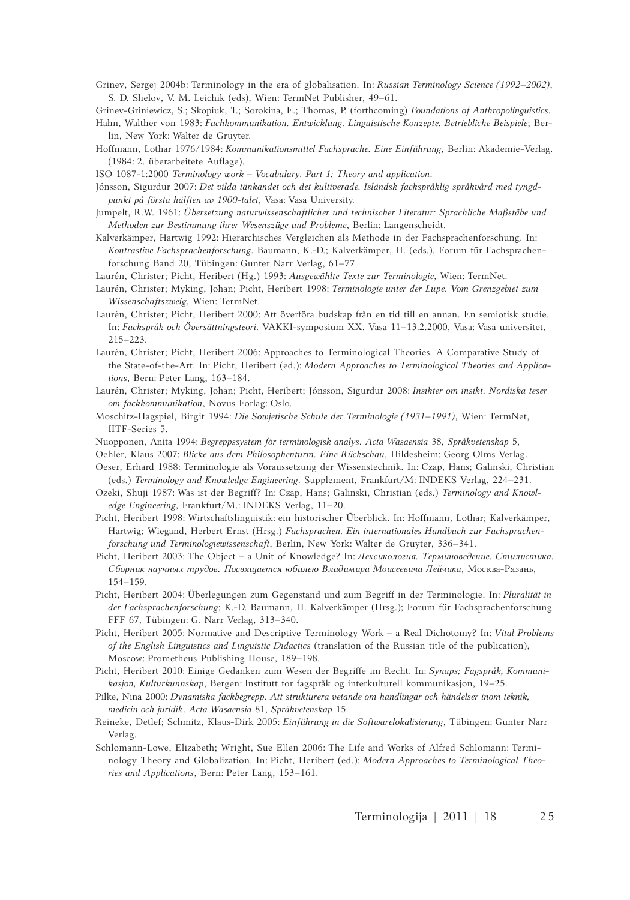Grinev, Sergej 2004b: Terminology in the era of globalisation. In: *Russian Terminology Science (1992–2002)*, S. D. Shelov, V. M. Leichik (eds), Wien: TermNet Publisher, 49–61.

Grinev-Griniewicz, S.; Skopiuk, T.; Sorokina, E.; Thomas, P. (forthcoming) *Foundations of Anthropolinguistics*.

Hahn, Walther von 1983: *Fachkommunikation. Entwicklung. Linguistische Konzepte. Betriebliche Beispiele*; Berlin, New York: Walter de Gruyter.

Hoffmann, Lothar 1976/1984: *Kommunikationsmittel Fachsprache. Eine Einführung*, Berlin: Akademie-Verlag. (1984: 2. überarbeitete Auflage).

ISO 1087-1:2000 *Terminology work – Vocabulary. Part 1: Theory and application*.

Jónsson, Sigurdur 2007: *Det vilda tänkandet och det kultiverade. Isländsk fackspråklig språkvård med tyngdpunkt på första hälften av 1900-talet*, Vasa: Vasa University.

Jumpelt, R.W. 1961: *Übersetzung naturwissenschaftlicher und technischer Literatur: Sprachliche Maßstäbe und Methoden zur Bestimmung ihrer Wesenszüge und Probleme*, Berlin: Langenscheidt.

Kalverkämper, Hartwig 1992: Hierarchisches Vergleichen als Methode in der Fachsprachenforschung. In: *Kontrastive Fachsprachenforschung*. Baumann, K.-D.; Kalverkämper, H. (eds.). Forum für Fachsprachenforschung Band 20, Tübingen: Gunter Narr Verlag, 61–77.

Laurén, Christer; Picht, Heribert (Hg.) 1993: *Ausgewählte Texte zur Terminologie*, Wien: TermNet.

Laurén, Christer; Myking, Johan; Picht, Heribert 1998: *Terminologie unter der Lupe. Vom Grenzgebiet zum Wissenschaftszweig*, Wien: TermNet.

Laurén, Christer; Picht, Heribert 2000: Att överföra budskap från en tid till en annan. En semiotisk studie. In: *Fackspråk och Översättningsteori*. VAKKI-symposium XX. Vasa 11–13.2.2000, Vasa: Vasa universitet, 215–223.

Laurén, Christer; Picht, Heribert 2006: Approaches to Terminological Theories. A Comparative Study of the State-of-the-Art. In: Picht, Heribert (ed.): *Modern Approaches to Terminological Theories and Applications*, Bern: Peter Lang, 163–184.

Laurén, Christer; Myking, Johan; Picht, Heribert; Jónsson, Sigurdur 2008: *Insikter om insikt. Nordiska teser om fackkommunikation*, Novus Forlag: Oslo.

Moschitz-Hagspiel, Birgit 1994: *Die Sowjetische Schule der Terminologie (1931–1991)*, Wien: TermNet, IITF-Series 5.

Nuopponen, Anita 1994: *Begreppssystem för terminologisk analys*. *Acta Wasaensia* 38, *Språkvetenskap* 5,

Oehler, Klaus 2007: *Blicke aus dem Philosophenturm. Eine Rückschau*, Hildesheim: Georg Olms Verlag.

Oeser, Erhard 1988: Terminologie als Voraussetzung der Wissenstechnik. In: Czap, Hans; Galinski, Christian (eds.) *Terminology and Knowledge Engineering*. Supplement, Frankfurt/M: INDEKS Verlag, 224–231.

Ozeki, Shuji 1987: Was ist der Begriff? In: Czap, Hans; Galinski, Christian (eds.) *Terminology and Knowledge Engineering*, Frankfurt/M.: INDEKS Verlag, 11–20.

Picht, Heribert 1998: Wirtschaftslinguistik: ein historischer Überblick. In: Hoffmann, Lothar; Kalverkämper, Hartwig; Wiegand, Herbert Ernst (Hrsg.) *Fachsprachen. Ein internationales Handbuch zur Fachsprachenforschung und Terminologiewissenschaft*, Berlin, New York: Walter de Gruyter, 336–341.

Picht, Heribert 2003: The Object – a Unit of Knowledge? In: *Лексикология. Терминоведение. Стилистика. Сборник научных трудов. Посвящается юбилею Владимира Моисеевича Лейчика*, Москва-Рязань, 154–159.

Picht, Heribert 2004: Überlegungen zum Gegenstand und zum Begriff in der Terminologie. In: *Pluralität in der Fachsprachenforschung*; K.-D. Baumann, H. Kalverkämper (Hrsg.); Forum für Fachsprachenforschung FFF 67, Tübingen: G. Narr Verlag, 313–340.

Picht, Heribert 2005: Normative and Descriptive Terminology Work – a Real Dichotomy? In: *Vital Problems of the English Linguistics and Linguistic Didactics* (translation of the Russian title of the publication), Moscow: Prometheus Publishing House, 189–198.

Picht, Heribert 2010: Einige Gedanken zum Wesen der Begriffe im Recht. In: *Synaps; Fagspråk, Kommunikasjon, Kulturkunnskap*, Bergen: Institutt for fagspråk og interkulturell kommunikasjon, 19–25.

Pilke, Nina 2000: *Dynamiska fackbegrepp. Att strukturera vetande om handlingar och händelser inom teknik, medicin och juridik*. *Acta Wasaensia* 81, *Språkvetenskap* 15.

Reineke, Detlef; Schmitz, Klaus-Dirk 2005: *Einführung in die Softwarelokalisierung*, Tübingen: Gunter Narr Verlag.

Schlomann-Lowe, Elizabeth; Wright, Sue Ellen 2006: The Life and Works of Alfred Schlomann: Terminology Theory and Globalization. In: Picht, Heribert (ed.): *Modern Approaches to Terminological Theories and Applications*, Bern: Peter Lang, 153–161.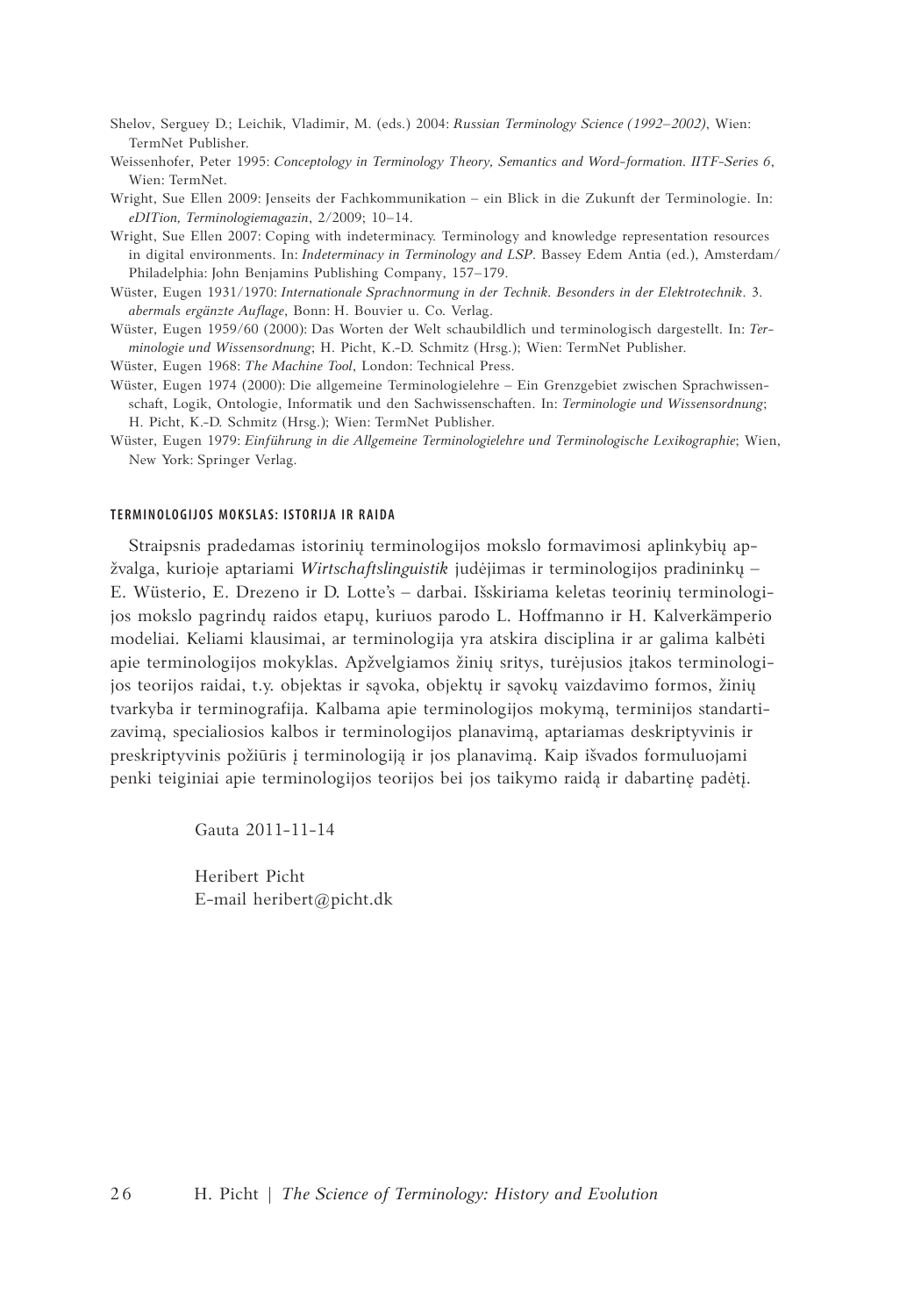Shelov, Serguey D.; Leichik, Vladimir, M. (eds.) 2004: *Russian Terminology Science (1992–2002)*, Wien: TermNet Publisher.

Weissenhofer, Peter 1995: *Conceptology in Terminology Theory, Semantics and Word-formation. IITF-Series 6*, Wien: TermNet.

Wright, Sue Ellen 2009: Jenseits der Fachkommunikation – ein Blick in die Zukunft der Terminologie. In: *eDITion, Terminologiemagazin*, 2/2009; 10–14.

Wright, Sue Ellen 2007: Coping with indeterminacy. Terminology and knowledge representation resources in digital environments. In: *Indeterminacy in Terminology and LSP*. Bassey Edem Antia (ed.), Amsterdam/Philadelphia: John Benjamins Publishing Company, 157–179.

Wüster, Eugen 1931/1970: *Internationale Sprachnormung in der Technik. Besonders in der Elektrotechnik*. 3. *abermals ergänzte Auflage*, Bonn: H. Bouvier u. Co. Verlag.

Wüster, Eugen 1959/60 (2000): Das Worten der Welt schaubildlich und terminologisch dargestellt. In: *Terminologie und Wissensordnung*; H. Picht, K.-D. Schmitz (Hrsg.); Wien: TermNet Publisher.

Wüster, Eugen 1968: *The Machine Tool*, London: Technical Press.

Wüster, Eugen 1974 (2000): Die allgemeine Terminologielehre – Ein Grenzgebiet zwischen Sprachwissenschaft, Logik, Ontologie, Informatik und den Sachwissenschaften. In: *Terminologie und Wissensordnung*; H. Picht, K.-D. Schmitz (Hrsg.); Wien: TermNet Publisher.

Wüster, Eugen 1979: *Einführung in die Allgemeine Terminologielehre und Terminologische Lexikographie*; Wien, New York: Springer Verlag.

#### TERMINOLOGIJOS MOKSLAS: ISTORIJA IR RAIDA

Straipsnis pradedamas istorinių terminologijos mokslo formavimosi aplinkybių apžvalga, kurioje aptariami *Wirtschaftslinguistik* judėjimas ir terminologijos pradininkų – E. Wüsterio, E. Drezeno ir D. Lotte's – darbai. Išskiriama keletas teorinių terminologijos mokslo pagrindų raidos etapų, kuriuos parodo L. Hoffmanno ir H. Kalverkämperio modeliai. Keliami klausimai, ar terminologija yra atskira disciplina ir ar galima kalbėti apie terminologijos mokyklas. Apžvelgiamos žinių sritys, turėjusios įtakos terminologijos teorijos raidai, t.y. objektas ir sąvoka, objektų ir sąvokų vaizdavimo formos, žinių tvarkyba ir terminografija. Kalbama apie terminologijos mokymą, terminijos standartizavimą, specialiosios kalbos ir terminologijos planavimą, aptariamas deskriptyvinis ir preskriptyvinis požiūris į terminologiją ir jos planavimą. Kaip išvados formuluojami penki teiginiai apie terminologijos teorijos bei jos taikymo raidą ir dabartinę padėtį.

Gauta 2011-11-14

Heribert Picht
E-mail heribert@picht.dk